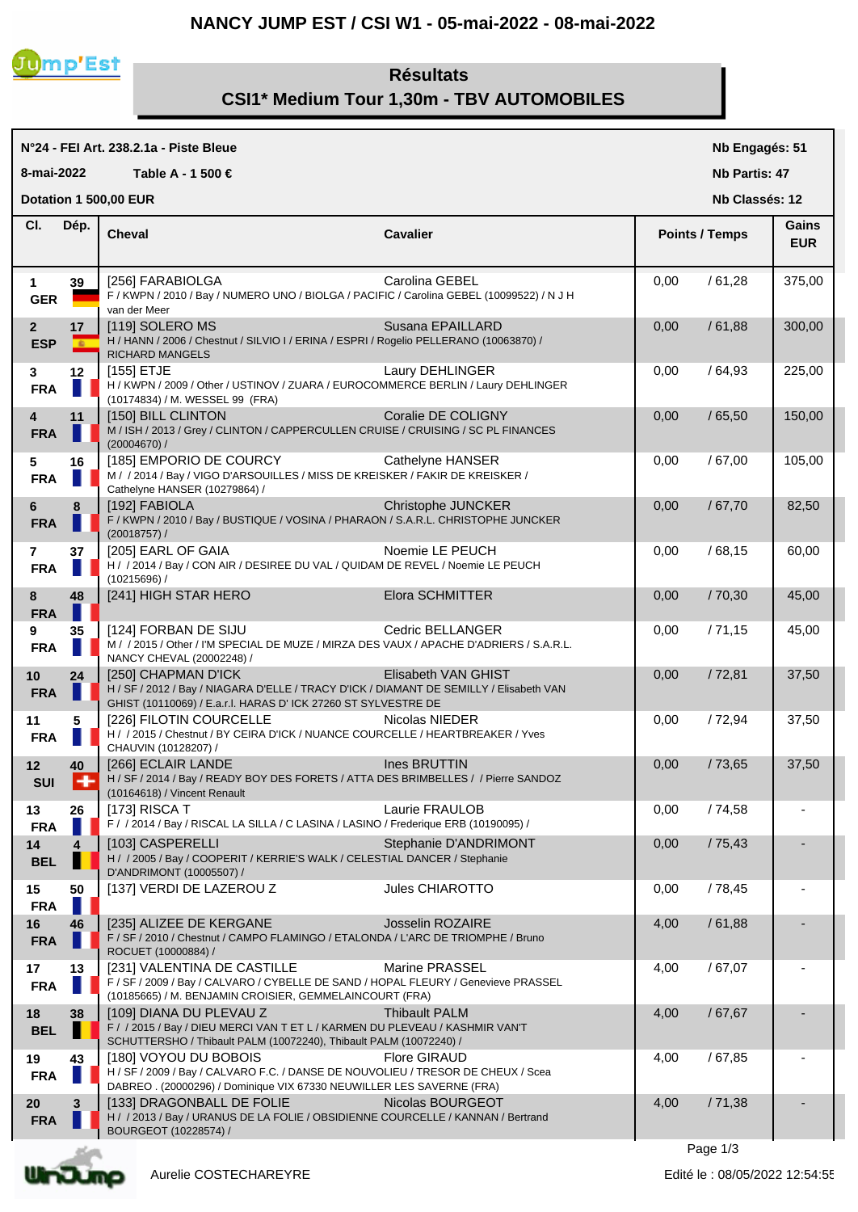# NANCY JUMP EST / CSI W1 - 05-mai-2022 - 08-mai-2022

## Résultats
## CSI1* Medium Tour 1,30m - TBV AUTOMOBILES

**N°24 - FEI Art. 238.2.1a - Piste Bleue** — **Nb Engagés: 51**

**8-mai-2022** **Table A - 1 500 €** — **Nb Partis: 47**

**Dotation 1 500,00 EUR** — **Nb Classés: 12**

| Cl. | Dép. | Cheval | Cavalier | Points / Temps | Gains EUR |
|---|---|---|---|---|---|
| 1 GER | 39 | [256] FARABIOLGA<br>F / KWPN / 2010 / Bay / NUMERO UNO / BIOLGA / PACIFIC / Carolina GEBEL (10099522) / N J H van der Meer | Carolina GEBEL | 0,00 / 61,28 | 375,00 |
| 2 ESP | 17 | [119] SOLERO MS<br>H / HANN / 2006 / Chestnut / SILVIO I / ERINA / ESPRI / Rogelio PELLERANO (10063870) / RICHARD MANGELS | Susana EPAILLARD | 0,00 / 61,88 | 300,00 |
| 3 FRA | 12 | [155] ETJE<br>H / KWPN / 2009 / Other / USTINOV / ZUARA / EUROCOMMERCE BERLIN / Laury DEHLINGER (10174834) / M. WESSEL 99 (FRA) | Laury DEHLINGER | 0,00 / 64,93 | 225,00 |
| 4 FRA | 11 | [150] BILL CLINTON<br>M / ISH / 2013 / Grey / CLINTON / CAPPERCULLEN CRUISE / CRUISING / SC PL FINANCES (20004670) / | Coralie DE COLIGNY | 0,00 / 65,50 | 150,00 |
| 5 FRA | 16 | [185] EMPORIO DE COURCY<br>M / / 2014 / Bay / VIGO D'ARSOUILLES / MISS DE KREISKER / FAKIR DE KREISKER / Cathelyne HANSER (10279864) / | Cathelyne HANSER | 0,00 / 67,00 | 105,00 |
| 6 FRA | 8 | [192] FABIOLA<br>F / KWPN / 2010 / Bay / BUSTIQUE / VOSINA / PHARAON / S.A.R.L. CHRISTOPHE JUNCKER (20018757) / | Christophe JUNCKER | 0,00 / 67,70 | 82,50 |
| 7 FRA | 37 | [205] EARL OF GAIA<br>H / / 2014 / Bay / CON AIR / DESIREE DU VAL / QUIDAM DE REVEL / Noemie LE PEUCH (10215696) / | Noemie LE PEUCH | 0,00 / 68,15 | 60,00 |
| 8 FRA | 48 | [241] HIGH STAR HERO | Elora SCHMITTER | 0,00 / 70,30 | 45,00 |
| 9 FRA | 35 | [124] FORBAN DE SIJU<br>M / / 2015 / Other / I'M SPECIAL DE MUZE / MIRZA DES VAUX / APACHE D'ADRIERS / S.A.R.L. NANCY CHEVAL (20002248) / | Cedric BELLANGER | 0,00 / 71,15 | 45,00 |
| 10 FRA | 24 | [250] CHAPMAN D'ICK<br>H / SF / 2012 / Bay / NIAGARA D'ELLE / TRACY D'ICK / DIAMANT DE SEMILLY / Elisabeth VAN GHIST (10110069) / E.a.r.l. HARAS D' ICK 27260 ST SYLVESTRE DE | Elisabeth VAN GHIST | 0,00 / 72,81 | 37,50 |
| 11 FRA | 5 | [226] FILOTIN COURCELLE<br>H / / 2015 / Chestnut / BY CEIRA D'ICK / NUANCE COURCELLE / HEARTBREAKER / Yves CHAUVIN (10128207) / | Nicolas NIEDER | 0,00 / 72,94 | 37,50 |
| 12 SUI | 40 | [266] ECLAIR LANDE<br>H / SF / 2014 / Bay / READY BOY DES FORETS / ATTA DES BRIMBELLES / / Pierre SANDOZ (10164618) / Vincent Renault | Ines BRUTTIN | 0,00 / 73,65 | 37,50 |
| 13 FRA | 26 | [173] RISCA T<br>F / / 2014 / Bay / RISCAL LA SILLA / C LASINA / LASINO / Frederique ERB (10190095) / | Laurie FRAULOB | 0,00 / 74,58 | - |
| 14 BEL | 4 | [103] CASPERELLI<br>H / / 2005 / Bay / COOPERIT / KERRIE'S WALK / CELESTIAL DANCER / Stephanie D'ANDRIMONT (10005507) / | Stephanie D'ANDRIMONT | 0,00 / 75,43 | - |
| 15 FRA | 50 | [137] VERDI DE LAZEROU Z | Jules CHIAROTTO | 0,00 / 78,45 | - |
| 16 FRA | 46 | [235] ALIZEE DE KERGANE<br>F / SF / 2010 / Chestnut / CAMPO FLAMINGO / ETALONDA / L'ARC DE TRIOMPHE / Bruno ROCUET (10000884) / | Josselin ROZAIRE | 4,00 / 61,88 | - |
| 17 FRA | 13 | [231] VALENTINA DE CASTILLE<br>F / SF / 2009 / Bay / CALVARO / CYBELLE DE SAND / HOPAL FLEURY / Genevieve PRASSEL (10185665) / M. BENJAMIN CROISIER, GEMMELAINCOURT (FRA) | Marine PRASSEL | 4,00 / 67,07 | - |
| 18 BEL | 38 | [109] DIANA DU PLEVAU Z<br>F / / 2015 / Bay / DIEU MERCI VAN T ET L / KARMEN DU PLEVEAU / KASHMIR VAN'T SCHUTTERSHO / Thibault PALM (10072240), Thibault PALM (10072240) / | Thibault PALM | 4,00 / 67,67 | - |
| 19 FRA | 43 | [180] VOYOU DU BOBOIS<br>H / SF / 2009 / Bay / CALVARO F.C. / DANSE DE NOUVOLIEU / TRESOR DE CHEUX / Scea DABREO . (20000296) / Dominique VIX 67330 NEUWILLER LES SAVERNE (FRA) | Flore GIRAUD | 4,00 / 67,85 | - |
| 20 FRA | 3 | [133] DRAGONBALL DE FOLIE<br>H / / 2013 / Bay / URANUS DE LA FOLIE / OBSIDIENNE COURCELLE / KANNAN / Bertrand BOURGEOT (10228574) / | Nicolas BOURGEOT | 4,00 / 71,38 | - |

Aurelie COSTECHAREYRE

Edité le : 08/05/2022 12:54:55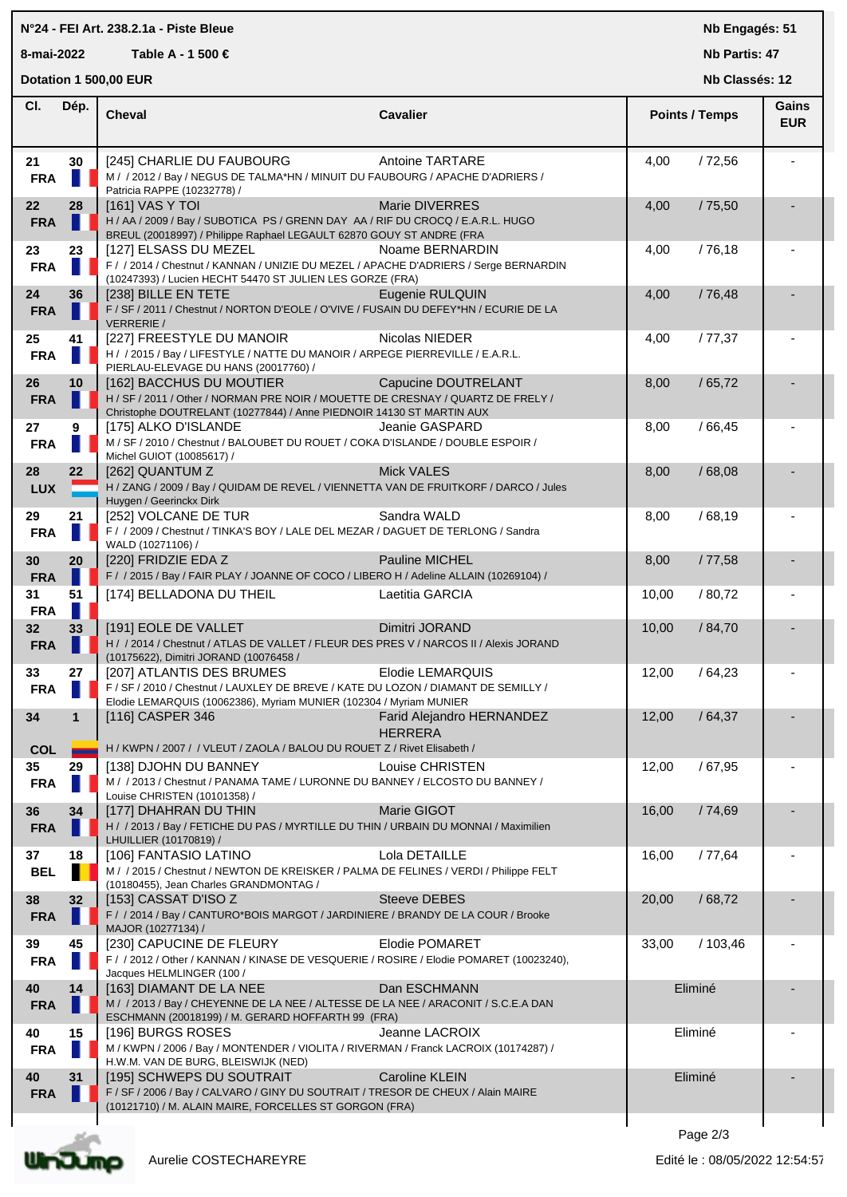**N°24 - FEI Art. 238.2.1a - Piste Bleue**

**8-mai-2022** **Table A - 1 500 €**

**Dotation 1 500,00 EUR**

**Nb Engagés: 51**

**Nb Partis: 47**

**Nb Classés: 12**

| Cl. | Dép. | Cheval | Cavalier | Points / Temps | | Gains EUR |
|---|---|---|---|---|---|---|
| 21 FRA | 30 | [245] CHARLIE DU FAUBOURG<br>M / / 2012 / Bay / NEGUS DE TALMA*HN / MINUIT DU FAUBOURG / APACHE D'ADRIERS / Patricia RAPPE (10232778) / | Antoine TARTARE | 4,00 | / 72,56 | - |
| 22 FRA | 28 | [161] VAS Y TOI<br>H / AA / 2009 / Bay / SUBOTICA PS / GRENN DAY AA / RIF DU CROCQ / E.A.R.L. HUGO BREUL (20018997) / Philippe Raphael LEGAULT 62870 GOUY ST ANDRE (FRA | Marie DIVERRES | 4,00 | / 75,50 | - |
| 23 FRA | 23 | [127] ELSASS DU MEZEL<br>F / / 2014 / Chestnut / KANNAN / UNIZIE DU MEZEL / APACHE D'ADRIERS / Serge BERNARDIN (10247393) / Lucien HECHT 54470 ST JULIEN LES GORZE (FRA) | Noame BERNARDIN | 4,00 | / 76,18 | - |
| 24 FRA | 36 | [238] BILLE EN TETE<br>F / SF / 2011 / Chestnut / NORTON D'EOLE / O'VIVE / FUSAIN DU DEFEY*HN / ECURIE DE LA VERRERIE / | Eugenie RULQUIN | 4,00 | / 76,48 | - |
| 25 FRA | 41 | [227] FREESTYLE DU MANOIR<br>H / / 2015 / Bay / LIFESTYLE / NATTE DU MANOIR / ARPEGE PIERREVILLE / E.A.R.L. PIERLAU-ELEVAGE DU HANS (20017760) / | Nicolas NIEDER | 4,00 | / 77,37 | - |
| 26 FRA | 10 | [162] BACCHUS DU MOUTIER<br>H / SF / 2011 / Other / NORMAN PRE NOIR / MOUETTE DE CRESNAY / QUARTZ DE FRELY / Christophe DOUTRELANT (10277844) / Anne PIEDNOIR 14130 ST MARTIN AUX | Capucine DOUTRELANT | 8,00 | / 65,72 | - |
| 27 FRA | 9 | [175] ALKO D'ISLANDE<br>M / SF / 2010 / Chestnut / BALOUBET DU ROUET / COKA D'ISLANDE / DOUBLE ESPOIR / Michel GUIOT (10085617) / | Jeanie GASPARD | 8,00 | / 66,45 | - |
| 28 LUX | 22 | [262] QUANTUM Z<br>H / ZANG / 2009 / Bay / QUIDAM DE REVEL / VIENNETTA VAN DE FRUITKORF / DARCO / Jules Huygen / Geerinckx Dirk | Mick VALES | 8,00 | / 68,08 | - |
| 29 FRA | 21 | [252] VOLCANE DE TUR<br>F / / 2009 / Chestnut / TINKA'S BOY / LALE DEL MEZAR / DAGUET DE TERLONG / Sandra WALD (10271106) / | Sandra WALD | 8,00 | / 68,19 | - |
| 30 FRA | 20 | [220] FRIDZIE EDA Z<br>F / / 2015 / Bay / FAIR PLAY / JOANNE OF COCO / LIBERO H / Adeline ALLAIN (10269104) / | Pauline MICHEL | 8,00 | / 77,58 | - |
| 31 FRA | 51 | [174] BELLADONA DU THEIL | Laetitia GARCIA | 10,00 | / 80,72 | - |
| 32 FRA | 33 | [191] EOLE DE VALLET<br>H / / 2014 / Chestnut / ATLAS DE VALLET / FLEUR DES PRES V / NARCOS II / Alexis JORAND (10175622), Dimitri JORAND (10076458 / | Dimitri JORAND | 10,00 | / 84,70 | - |
| 33 FRA | 27 | [207] ATLANTIS DES BRUMES<br>F / SF / 2010 / Chestnut / LAUXLEY DE BREVE / KATE DU LOZON / DIAMANT DE SEMILLY / Elodie LEMARQUIS (10062386), Myriam MUNIER (102304 / Myriam MUNIER | Elodie LEMARQUIS | 12,00 | / 64,23 | - |
| 34 COL | 1 | [116] CASPER 346<br>H / KWPN / 2007 / / VLEUT / ZAOLA / BALOU DU ROUET Z / Rivet Elisabeth / | Farid Alejandro HERNANDEZ HERRERA | 12,00 | / 64,37 | - |
| 35 FRA | 29 | [138] DJOHN DU BANNEY<br>M / / 2013 / Chestnut / PANAMA TAME / LURONNE DU BANNEY / ELCOSTO DU BANNEY / Louise CHRISTEN (10101358) / | Louise CHRISTEN | 12,00 | / 67,95 | - |
| 36 FRA | 34 | [177] DHAHRAN DU THIN<br>H / / 2013 / Bay / FETICHE DU PAS / MYRTILLE DU THIN / URBAIN DU MONNAI / Maximilien LHUILLIER (10170819) / | Marie GIGOT | 16,00 | / 74,69 | - |
| 37 BEL | 18 | [106] FANTASIO LATINO<br>M / / 2015 / Chestnut / NEWTON DE KREISKER / PALMA DE FELINES / VERDI / Philippe FELT (10180455), Jean Charles GRANDMONTAG / | Lola DETAILLE | 16,00 | / 77,64 | - |
| 38 FRA | 32 | [153] CASSAT D'ISO Z<br>F / / 2014 / Bay / CANTURO*BOIS MARGOT / JARDINIERE / BRANDY DE LA COUR / Brooke MAJOR (10277134) / | Steeve DEBES | 20,00 | / 68,72 | - |
| 39 FRA | 45 | [230] CAPUCINE DE FLEURY<br>F / / 2012 / Other / KANNAN / KINASE DE VESQUERIE / ROSIRE / Elodie POMARET (10023240), Jacques HELMLINGER (100 / | Elodie POMARET | 33,00 | / 103,46 | - |
| 40 FRA | 14 | [163] DIAMANT DE LA NEE<br>M / / 2013 / Bay / CHEYENNE DE LA NEE / ALTESSE DE LA NEE / ARACONIT / S.C.E.A DAN ESCHMANN (20018199) / M. GERARD HOFFARTH 99 (FRA) | Dan ESCHMANN | Eliminé | | - |
| 40 FRA | 15 | [196] BURGS ROSES<br>M / KWPN / 2006 / Bay / MONTENDER / VIOLITA / RIVERMAN / Franck LACROIX (10174287) / H.W.M. VAN DE BURG, BLEISWIJK (NED) | Jeanne LACROIX | Eliminé | | - |
| 40 FRA | 31 | [195] SCHWEPS DU SOUTRAIT<br>F / SF / 2006 / Bay / CALVARO / GINY DU SOUTRAIT / TRESOR DE CHEUX / Alain MAIRE (10121710) / M. ALAIN MAIRE, FORCELLES ST GORGON (FRA) | Caroline KLEIN | Eliminé | | - |

Aurelie COSTECHAREYRE

Edité le : 08/05/2022 12:54:57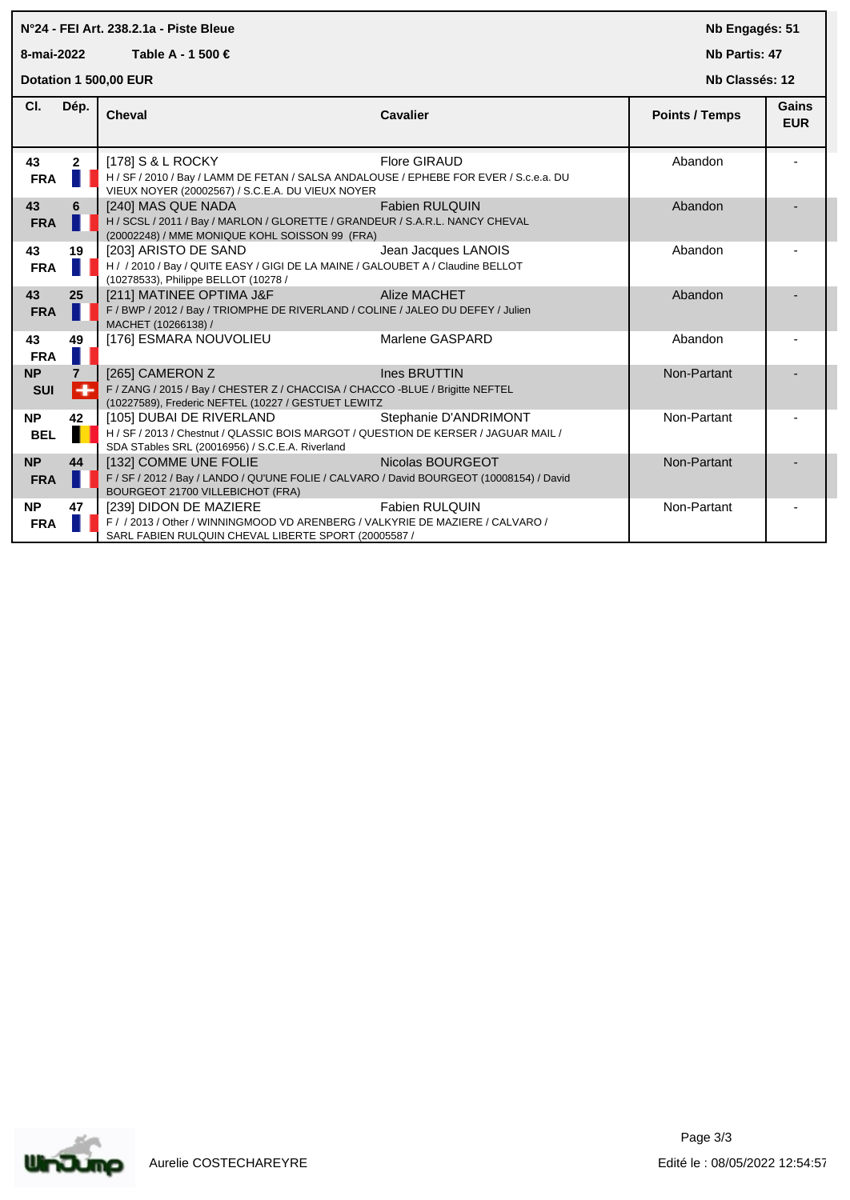**N°24 - FEI Art. 238.2.1a - Piste Bleue**

**8-mai-2022** **Table A - 1 500 €**

**Dotation 1 500,00 EUR**

**Nb Engagés: 51**

**Nb Partis: 47**

**Nb Classés: 12**

| Cl. | Dép. | Cheval | Cavalier | Points / Temps | Gains EUR |
|---|---|---|---|---|---|
| 43 FRA | 2 | [178] S & L ROCKY<br>H / SF / 2010 / Bay / LAMM DE FETAN / SALSA ANDALOUSE / EPHEBE FOR EVER / S.c.e.a. DU VIEUX NOYER (20002567) / S.C.E.A. DU VIEUX NOYER | Flore GIRAUD | Abandon | - |
| 43 FRA | 6 | [240] MAS QUE NADA<br>H / SCSL / 2011 / Bay / MARLON / GLORETTE / GRANDEUR / S.A.R.L. NANCY CHEVAL (20002248) / MME MONIQUE KOHL SOISSON 99 (FRA) | Fabien RULQUIN | Abandon | - |
| 43 FRA | 19 | [203] ARISTO DE SAND<br>H / / 2010 / Bay / QUITE EASY / GIGI DE LA MAINE / GALOUBET A / Claudine BELLOT (10278533), Philippe BELLOT (10278 / | Jean Jacques LANOIS | Abandon | - |
| 43 FRA | 25 | [211] MATINEE OPTIMA J&F<br>F / BWP / 2012 / Bay / TRIOMPHE DE RIVERLAND / COLINE / JALEO DU DEFEY / Julien MACHET (10266138) / | Alize MACHET | Abandon | - |
| 43 FRA | 49 | [176] ESMARA NOUVOLIEU | Marlene GASPARD | Abandon | - |
| NP SUI | 7 | [265] CAMERON Z<br>F / ZANG / 2015 / Bay / CHESTER Z / CHACCISA / CHACCO -BLUE / Brigitte NEFTEL (10227589), Frederic NEFTEL (10227 / GESTUET LEWITZ | Ines BRUTTIN | Non-Partant | - |
| NP BEL | 42 | [105] DUBAI DE RIVERLAND<br>H / SF / 2013 / Chestnut / QLASSIC BOIS MARGOT / QUESTION DE KERSER / JAGUAR MAIL / SDA STables SRL (20016956) / S.C.E.A. Riverland | Stephanie D'ANDRIMONT | Non-Partant | - |
| NP FRA | 44 | [132] COMME UNE FOLIE<br>F / SF / 2012 / Bay / LANDO / QU'UNE FOLIE / CALVARO / David BOURGEOT (10008154) / David BOURGEOT 21700 VILLEBICHOT (FRA) | Nicolas BOURGEOT | Non-Partant | - |
| NP FRA | 47 | [239] DIDON DE MAZIERE<br>F / / 2013 / Other / WINNINGMOOD VD ARENBERG / VALKYRIE DE MAZIERE / CALVARO / SARL FABIEN RULQUIN CHEVAL LIBERTE SPORT (20005587 / | Fabien RULQUIN | Non-Partant | - |

Aurelie COSTECHAREYRE

Edité le : 08/05/2022 12:54:57